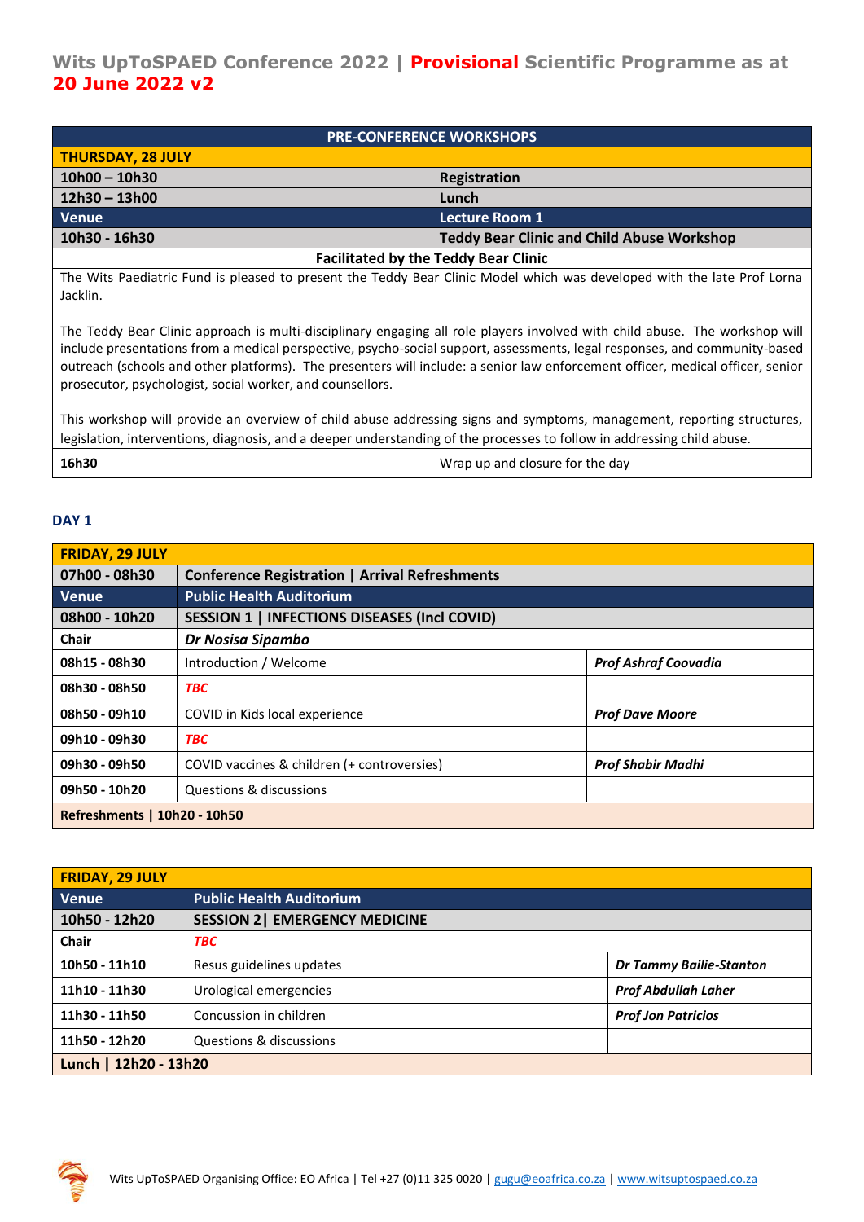# Wits UpToSPAED Conference 2022 | Provisional Scientific Programme as at 20 June 2022 v2

| PRE-CONFERENCE WORKSHOPS | |
|---|---|
| **THURSDAY, 28 JULY** | |
| **10h00 – 10h30** | **Registration** |
| **12h30 – 13h00** | **Lunch** |
| **Venue** | **Lecture Room 1** |
| **10h30 - 16h30** | **Teddy Bear Clinic and Child Abuse Workshop** |
| **Facilitated by the Teddy Bear Clinic** | |
| The Wits Paediatric Fund is pleased to present the Teddy Bear Clinic Model which was developed with the late Prof Lorna Jacklin.<br><br>The Teddy Bear Clinic approach is multi-disciplinary engaging all role players involved with child abuse. The workshop will include presentations from a medical perspective, psycho-social support, assessments, legal responses, and community-based outreach (schools and other platforms). The presenters will include: a senior law enforcement officer, medical officer, senior prosecutor, psychologist, social worker, and counsellors.<br><br>This workshop will provide an overview of child abuse addressing signs and symptoms, management, reporting structures, legislation, interventions, diagnosis, and a deeper understanding of the processes to follow in addressing child abuse. | |
| **16h30** | Wrap up and closure for the day |

## DAY 1

| FRIDAY, 29 JULY | | |
|---|---|---|
| **07h00 - 08h30** | **Conference Registration \| Arrival Refreshments** | |
| **Venue** | **Public Health Auditorium** | |
| **08h00 - 10h20** | **SESSION 1 \| INFECTIONS DISEASES (Incl COVID)** | |
| **Chair** | ***Dr Nosisa Sipambo*** | |
| **08h15 - 08h30** | Introduction / Welcome | ***Prof Ashraf Coovadia*** |
| **08h30 - 08h50** | ***TBC*** | |
| **08h50 - 09h10** | COVID in Kids local experience | ***Prof Dave Moore*** |
| **09h10 - 09h30** | ***TBC*** | |
| **09h30 - 09h50** | COVID vaccines & children (+ controversies) | ***Prof Shabir Madhi*** |
| **09h50 - 10h20** | Questions & discussions | |
| **Refreshments \| 10h20 - 10h50** | | |

| FRIDAY, 29 JULY | | |
|---|---|---|
| **Venue** | **Public Health Auditorium** | |
| **10h50 - 12h20** | **SESSION 2\| EMERGENCY MEDICINE** | |
| **Chair** | ***TBC*** | |
| **10h50 - 11h10** | Resus guidelines updates | ***Dr Tammy Bailie-Stanton*** |
| **11h10 - 11h30** | Urological emergencies | ***Prof Abdullah Laher*** |
| **11h30 - 11h50** | Concussion in children | ***Prof Jon Patricios*** |
| **11h50 - 12h20** | Questions & discussions | |
| **Lunch \| 12h20 - 13h20** | | |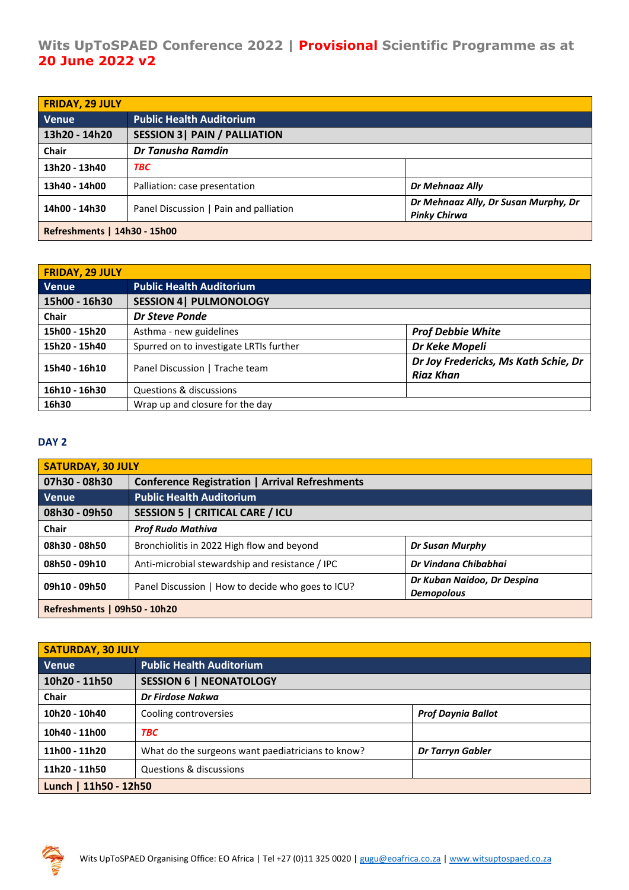## Wits UpToSPAED Conference 2022 | Provisional Scientific Programme as at 20 June 2022 v2

| FRIDAY, 29 JULY | | |
|---|---|---|
| **Venue** | **Public Health Auditorium** | |
| **13h20 - 14h20** | **SESSION 3\| PAIN / PALLIATION** | |
| **Chair** | ***Dr Tanusha Ramdin*** | |
| **13h20 - 13h40** | ***TBC*** | |
| **13h40 - 14h00** | Palliation: case presentation | ***Dr Mehnaaz Ally*** |
| **14h00 - 14h30** | Panel Discussion \| Pain and palliation | ***Dr Mehnaaz Ally, Dr Susan Murphy, Dr Pinky Chirwa*** |
| **Refreshments \| 14h30 - 15h00** | | |

| FRIDAY, 29 JULY | | |
|---|---|---|
| **Venue** | **Public Health Auditorium** | |
| **15h00 - 16h30** | **SESSION 4\| PULMONOLOGY** | |
| **Chair** | ***Dr Steve Ponde*** | |
| **15h00 - 15h20** | Asthma - new guidelines | ***Prof Debbie White*** |
| **15h20 - 15h40** | Spurred on to investigate LRTIs further | ***Dr Keke Mopeli*** |
| **15h40 - 16h10** | Panel Discussion \| Trache team | ***Dr Joy Fredericks, Ms Kath Schie, Dr Riaz Khan*** |
| **16h10 - 16h30** | Questions & discussions | |
| **16h30** | Wrap up and closure for the day | |

### DAY 2

| SATURDAY, 30 JULY | | |
|---|---|---|
| **07h30 - 08h30** | **Conference Registration \| Arrival Refreshments** | |
| **Venue** | **Public Health Auditorium** | |
| **08h30 - 09h50** | **SESSION 5 \| CRITICAL CARE / ICU** | |
| **Chair** | ***Prof Rudo Mathiva*** | |
| **08h30 - 08h50** | Bronchiolitis in 2022 High flow and beyond | ***Dr Susan Murphy*** |
| **08h50 - 09h10** | Anti-microbial stewardship and resistance / IPC | ***Dr Vindana Chibabhai*** |
| **09h10 - 09h50** | Panel Discussion \| How to decide who goes to ICU? | ***Dr Kuban Naidoo, Dr Despina Demopolous*** |
| **Refreshments \| 09h50 - 10h20** | | |

| SATURDAY, 30 JULY | | |
|---|---|---|
| **Venue** | **Public Health Auditorium** | |
| **10h20 - 11h50** | **SESSION 6 \| NEONATOLOGY** | |
| **Chair** | ***Dr Firdose Nakwa*** | |
| **10h20 - 10h40** | Cooling controversies | ***Prof Daynia Ballot*** |
| **10h40 - 11h00** | ***TBC*** | |
| **11h00 - 11h20** | What do the surgeons want paediatricians to know? | ***Dr Tarryn Gabler*** |
| **11h20 - 11h50** | Questions & discussions | |
| **Lunch \| 11h50 - 12h50** | | |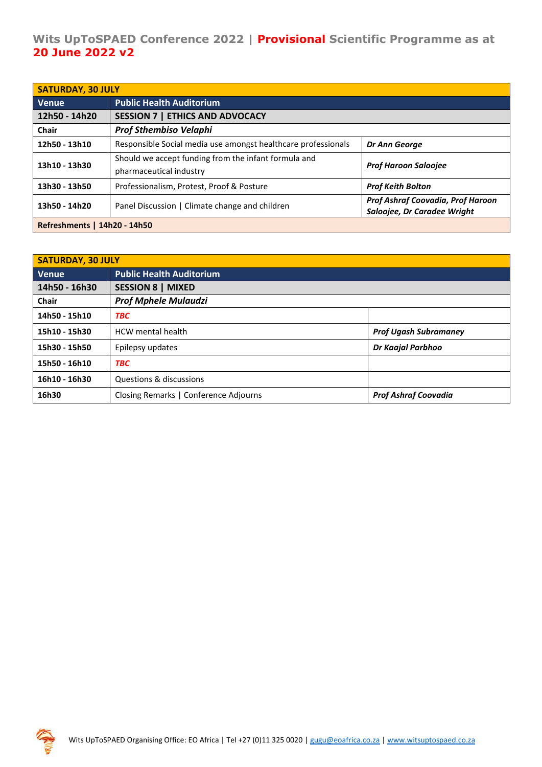## Wits UpToSPAED Conference 2022 | **Provisional** Scientific Programme as at **20 June 2022 v2**

| SATURDAY, 30 JULY | | |
|---|---|---|
| **Venue** | **Public Health Auditorium** | |
| **12h50 - 14h20** | **SESSION 7 \| ETHICS AND ADVOCACY** | |
| **Chair** | ***Prof Sthembiso Velaphi*** | |
| **12h50 - 13h10** | Responsible Social media use amongst healthcare professionals | ***Dr Ann George*** |
| **13h10 - 13h30** | Should we accept funding from the infant formula and pharmaceutical industry | ***Prof Haroon Saloojee*** |
| **13h30 - 13h50** | Professionalism, Protest, Proof & Posture | ***Prof Keith Bolton*** |
| **13h50 - 14h20** | Panel Discussion \| Climate change and children | ***Prof Ashraf Coovadia, Prof Haroon Saloojee, Dr Caradee Wright*** |
| **Refreshments \| 14h20 - 14h50** | | |

| SATURDAY, 30 JULY | | |
|---|---|---|
| **Venue** | **Public Health Auditorium** | |
| **14h50 - 16h30** | **SESSION 8 \| MIXED** | |
| **Chair** | ***Prof Mphele Mulaudzi*** | |
| **14h50 - 15h10** | ***TBC*** | |
| **15h10 - 15h30** | HCW mental health | ***Prof Ugash Subramaney*** |
| **15h30 - 15h50** | Epilepsy updates | ***Dr Kaajal Parbhoo*** |
| **15h50 - 16h10** | ***TBC*** | |
| **16h10 - 16h30** | Questions & discussions | |
| **16h30** | Closing Remarks \| Conference Adjourns | ***Prof Ashraf Coovadia*** |

Wits UpToSPAED Organising Office: EO Africa | Tel +27 (0)11 325 0020 | gugu@eoafrica.co.za | www.witsuptospaed.co.za